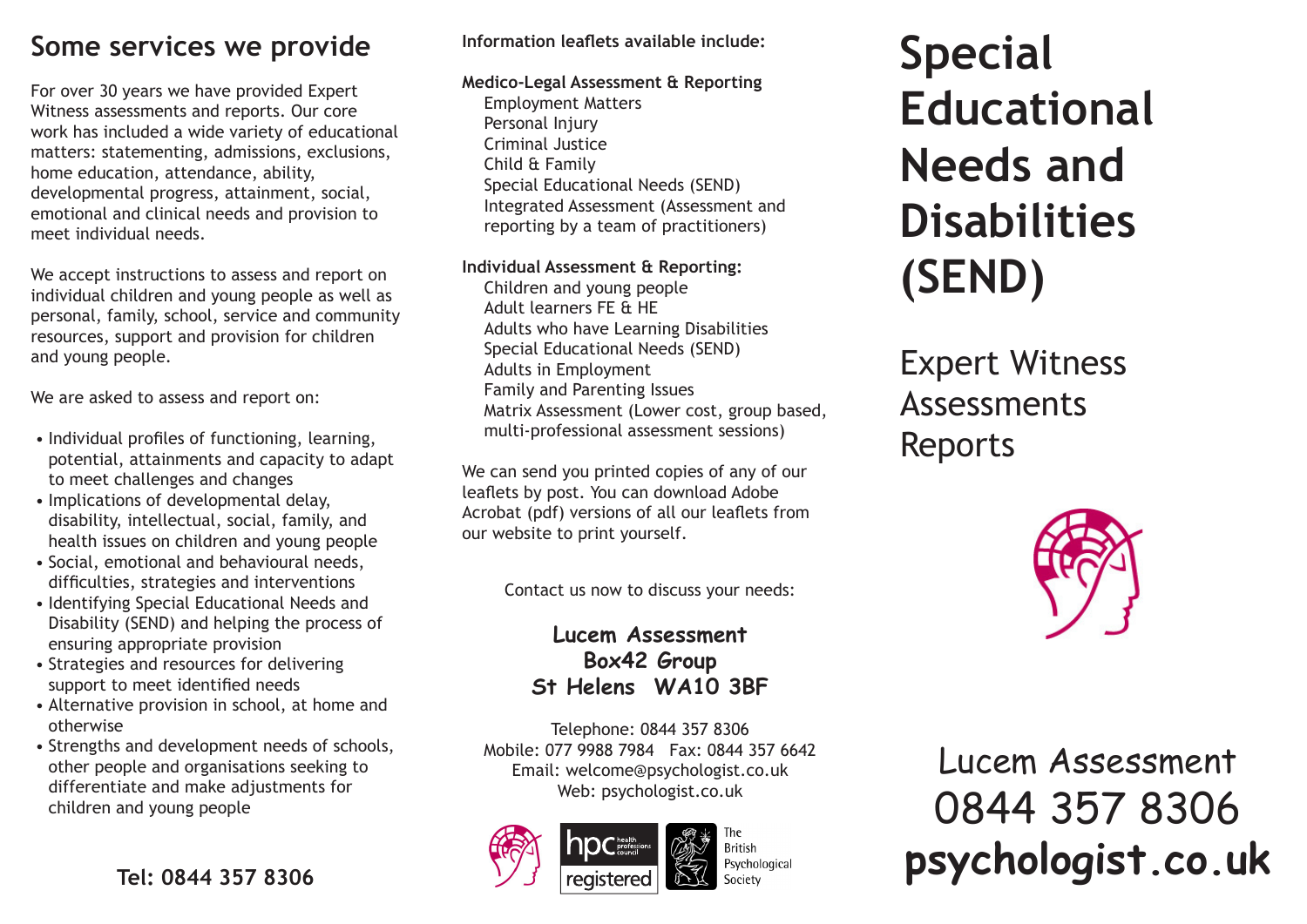## Some services we provide

For over 30 years we have provided Expert Witness assessments and reports. Our core work has included a wide variety of educational matters: statementing, admissions, exclusions, home education, attendance, ability, developmental progress, attainment, social, emotional and clinical needs and provision to meet individual needs.

We accept instructions to assess and report on individual children and young people as well as personal, family, school, service and community resources, support and provision for children and young people.

We are asked to assess and report on:

- Individual profiles of functioning, learning, potential, attainments and capacity to adapt to meet challenges and changes
- Implications of developmental delay, disability, intellectual, social, family, and health issues on children and young people
- Social, emotional and behavioural needs, difficulties, strategies and interventions
- Identifying Special Educational Needs and Disability (SEND) and helping the process of ensuring appropriate provision
- Strategies and resources for delivering support to meet identified needs
- Alternative provision in school, at home and otherwise
- Strengths and development needs of schools, other people and organisations seeking to differentiate and make adjustments for children and young people

**Tel: 0844 357 8306**

**Information leaflets available include:**

**Medico-Legal Assessment & Reporting**
- Employment Matters
- Personal Injury
- Criminal Justice
- Child & Family
- Special Educational Needs (SEND)
- Integrated Assessment (Assessment and reporting by a team of practitioners)

**Individual Assessment & Reporting:**
- Children and young people
- Adult learners FE & HE
- Adults who have Learning Disabilities
- Special Educational Needs (SEND)
- Adults in Employment
- Family and Parenting Issues
- Matrix Assessment (Lower cost, group based, multi-professional assessment sessions)

We can send you printed copies of any of our leaflets by post. You can download Adobe Acrobat (pdf) versions of all our leaflets from our website to print yourself.

Contact us now to discuss your needs:

**Lucem Assessment**
**Box42 Group**
**St Helens WA10 3BF**

Telephone: 0844 357 8306
Mobile: 077 9988 7984 Fax: 0844 357 6642
Email: welcome@psychologist.co.uk
Web: psychologist.co.uk

hpc health professions council registered

The British Psychological Society

# Special Educational Needs and Disabilities (SEND)

## Expert Witness Assessments Reports

Lucem Assessment
0844 357 8306
**psychologist.co.uk**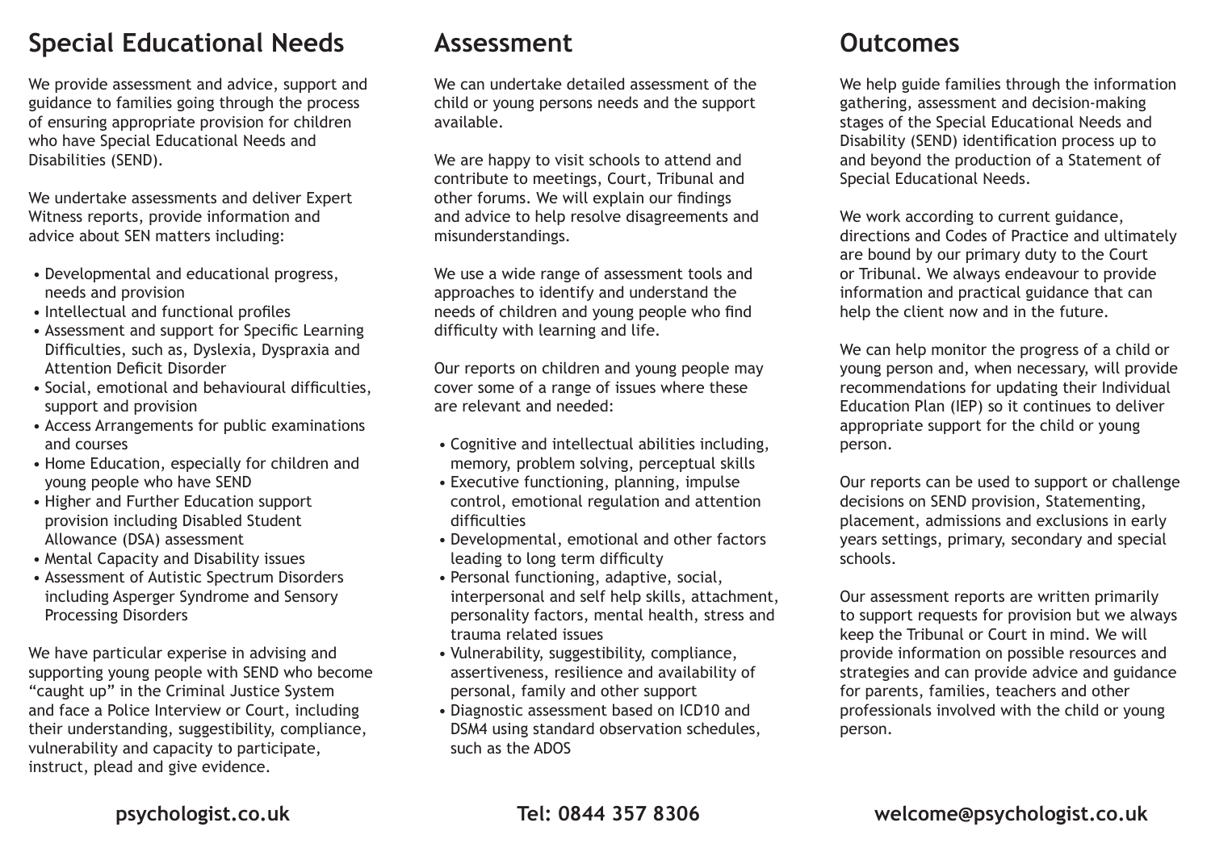## Special Educational Needs

We provide assessment and advice, support and guidance to families going through the process of ensuring appropriate provision for children who have Special Educational Needs and Disabilities (SEND).

We undertake assessments and deliver Expert Witness reports, provide information and advice about SEN matters including:

- Developmental and educational progress, needs and provision
- Intellectual and functional profiles
- Assessment and support for Specific Learning Difficulties, such as, Dyslexia, Dyspraxia and Attention Deficit Disorder
- Social, emotional and behavioural difficulties, support and provision
- Access Arrangements for public examinations and courses
- Home Education, especially for children and young people who have SEND
- Higher and Further Education support provision including Disabled Student Allowance (DSA) assessment
- Mental Capacity and Disability issues
- Assessment of Autistic Spectrum Disorders including Asperger Syndrome and Sensory Processing Disorders

We have particular experise in advising and supporting young people with SEND who become "caught up" in the Criminal Justice System and face a Police Interview or Court, including their understanding, suggestibility, compliance, vulnerability and capacity to participate, instruct, plead and give evidence.

## Assessment

We can undertake detailed assessment of the child or young persons needs and the support available.

We are happy to visit schools to attend and contribute to meetings, Court, Tribunal and other forums. We will explain our findings and advice to help resolve disagreements and misunderstandings.

We use a wide range of assessment tools and approaches to identify and understand the needs of children and young people who find difficulty with learning and life.

Our reports on children and young people may cover some of a range of issues where these are relevant and needed:

- Cognitive and intellectual abilities including, memory, problem solving, perceptual skills
- Executive functioning, planning, impulse control, emotional regulation and attention difficulties
- Developmental, emotional and other factors leading to long term difficulty
- Personal functioning, adaptive, social, interpersonal and self help skills, attachment, personality factors, mental health, stress and trauma related issues
- Vulnerability, suggestibility, compliance, assertiveness, resilience and availability of personal, family and other support
- Diagnostic assessment based on ICD10 and DSM4 using standard observation schedules, such as the ADOS

## Outcomes

We help guide families through the information gathering, assessment and decision-making stages of the Special Educational Needs and Disability (SEND) identification process up to and beyond the production of a Statement of Special Educational Needs.

We work according to current guidance, directions and Codes of Practice and ultimately are bound by our primary duty to the Court or Tribunal. We always endeavour to provide information and practical guidance that can help the client now and in the future.

We can help monitor the progress of a child or young person and, when necessary, will provide recommendations for updating their Individual Education Plan (IEP) so it continues to deliver appropriate support for the child or young person.

Our reports can be used to support or challenge decisions on SEND provision, Statementing, placement, admissions and exclusions in early years settings, primary, secondary and special schools.

Our assessment reports are written primarily to support requests for provision but we always keep the Tribunal or Court in mind. We will provide information on possible resources and strategies and can provide advice and guidance for parents, families, teachers and other professionals involved with the child or young person.

**psychologist.co.uk** **Tel: 0844 357 8306** **welcome@psychologist.co.uk**